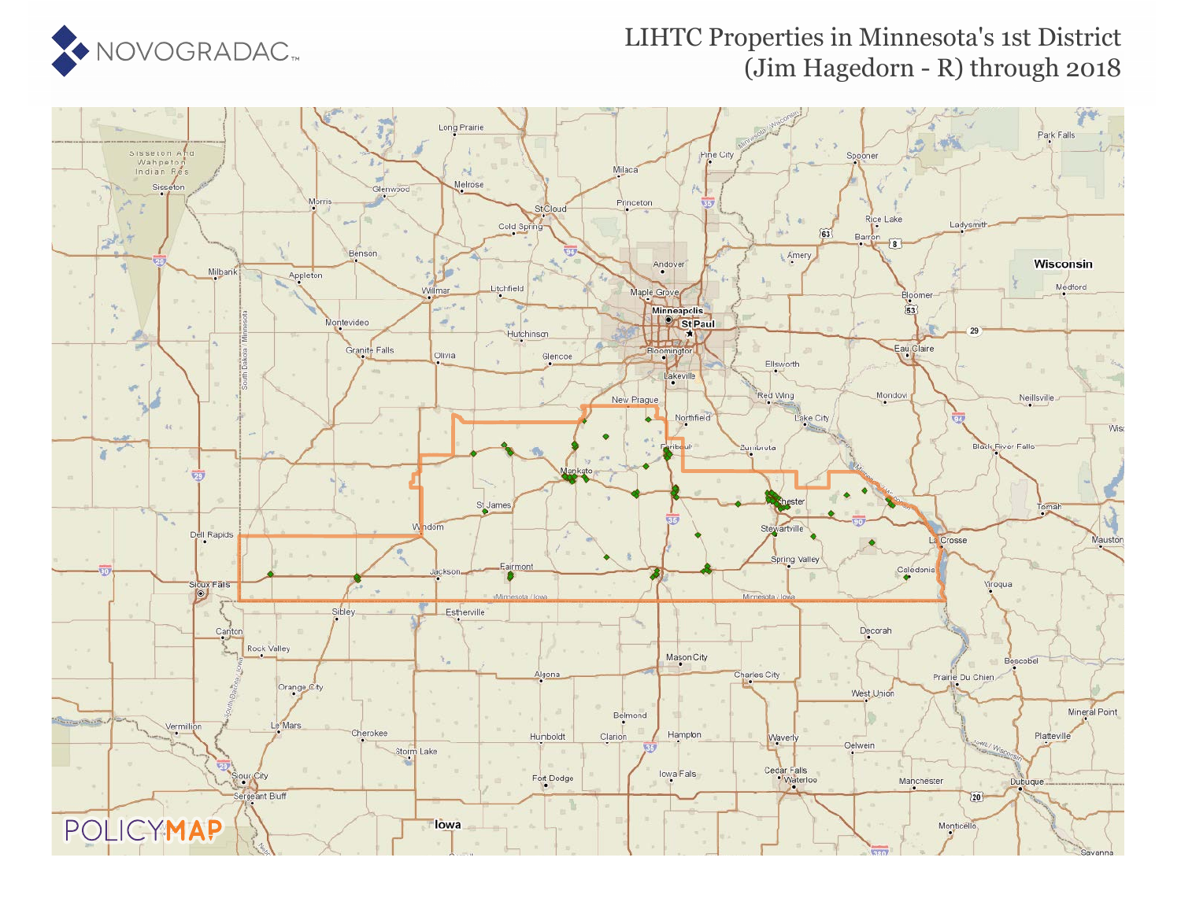# LIHTC Properties in Minnesota's 1st District (Jim Hagedorn - R) through 2018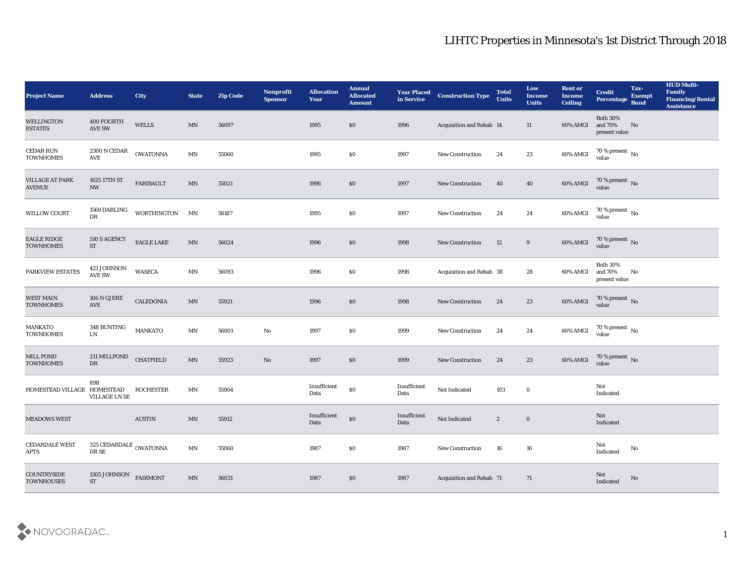# LIHTC Properties in Minnesota's 1st District Through 2018

| Project Name | Address | City | State | Zip Code | Nonprofit Sponsor | Allocation Year | Annual Allocated Amount | Year Placed in Service | Construction Type | Total Units | Low Income Units | Rent or Income Ceiling | Credit Percentage | Tax-Exempt Bond | HUD Multi-Family Financing/Rental Assistance |
|---|---|---|---|---|---|---|---|---|---|---|---|---|---|---|---|
| WELLINGTON ESTATES | 400 FOURTH AVE SW | WELLS | MN | 56097 | | 1995 | $0 | 1996 | Acquisition and Rehab | 14 | 11 | 60% AMGI | Both 30% and 70% present value | No | |
| CEDAR RUN TOWNHOMES | 2300 N CEDAR AVE | OWATONNA | MN | 55060 | | 1995 | $0 | 1997 | New Construction | 24 | 23 | 60% AMGI | 70 % present value | No | |
| VILLAGE AT PARK AVENUE | 1625 17TH ST NW | FARIBAULT | MN | 55021 | | 1996 | $0 | 1997 | New Construction | 40 | 40 | 60% AMGI | 70 % present value | No | |
| WILLOW COURT | 1569 DARLING DR | WORTHINGTON | MN | 56187 | | 1995 | $0 | 1997 | New Construction | 24 | 24 | 60% AMGI | 70 % present value | No | |
| EAGLE RIDGE TOWNHOMES | 510 S AGENCY ST | EAGLE LAKE | MN | 56024 | | 1996 | $0 | 1998 | New Construction | 12 | 9 | 60% AMGI | 70 % present value | No | |
| PARKVIEW ESTATES | 421 JOHNSON AVE SW | WASECA | MN | 56093 | | 1996 | $0 | 1998 | Acquisition and Rehab | 38 | 28 | 60% AMGI | Both 30% and 70% present value | No | |
| WEST MAIN TOWNHOMES | 106 N GJERE AVE | CALEDONIA | MN | 55921 | | 1996 | $0 | 1998 | New Construction | 24 | 23 | 60% AMGI | 70 % present value | No | |
| MANKATO TOWNHOMES | 348 BUNTING LN | MANKATO | MN | 56001 | No | 1997 | $0 | 1999 | New Construction | 24 | 24 | 60% AMGI | 70 % present value | No | |
| MILL POND TOWNHOMES | 211 MILLPOND DR | CHATFIELD | MN | 55923 | No | 1997 | $0 | 1999 | New Construction | 24 | 23 | 60% AMGI | 70 % present value | No | |
| HOMESTEAD VILLAGE | 898 HOMESTEAD VILLAGE LN SE | ROCHESTER | MN | 55904 | | Insufficient Data | $0 | Insufficient Data | Not Indicated | 103 | 0 | | Not Indicated | | |
| MEADOWS WEST | | AUSTIN | MN | 55912 | | Insufficient Data | $0 | Insufficient Data | Not Indicated | 2 | 0 | | Not Indicated | | |
| CEDARDALE WEST APTS | 325 CEDARDALE DR SE | OWATONNA | MN | 55060 | | 1987 | $0 | 1987 | New Construction | 16 | 16 | | Not Indicated | No | |
| COUNTRYSIDE TOWNHOUSES | 1305 JOHNSON ST | FAIRMONT | MN | 56031 | | 1987 | $0 | 1987 | Acquisition and Rehab | 71 | 71 | | Not Indicated | No | |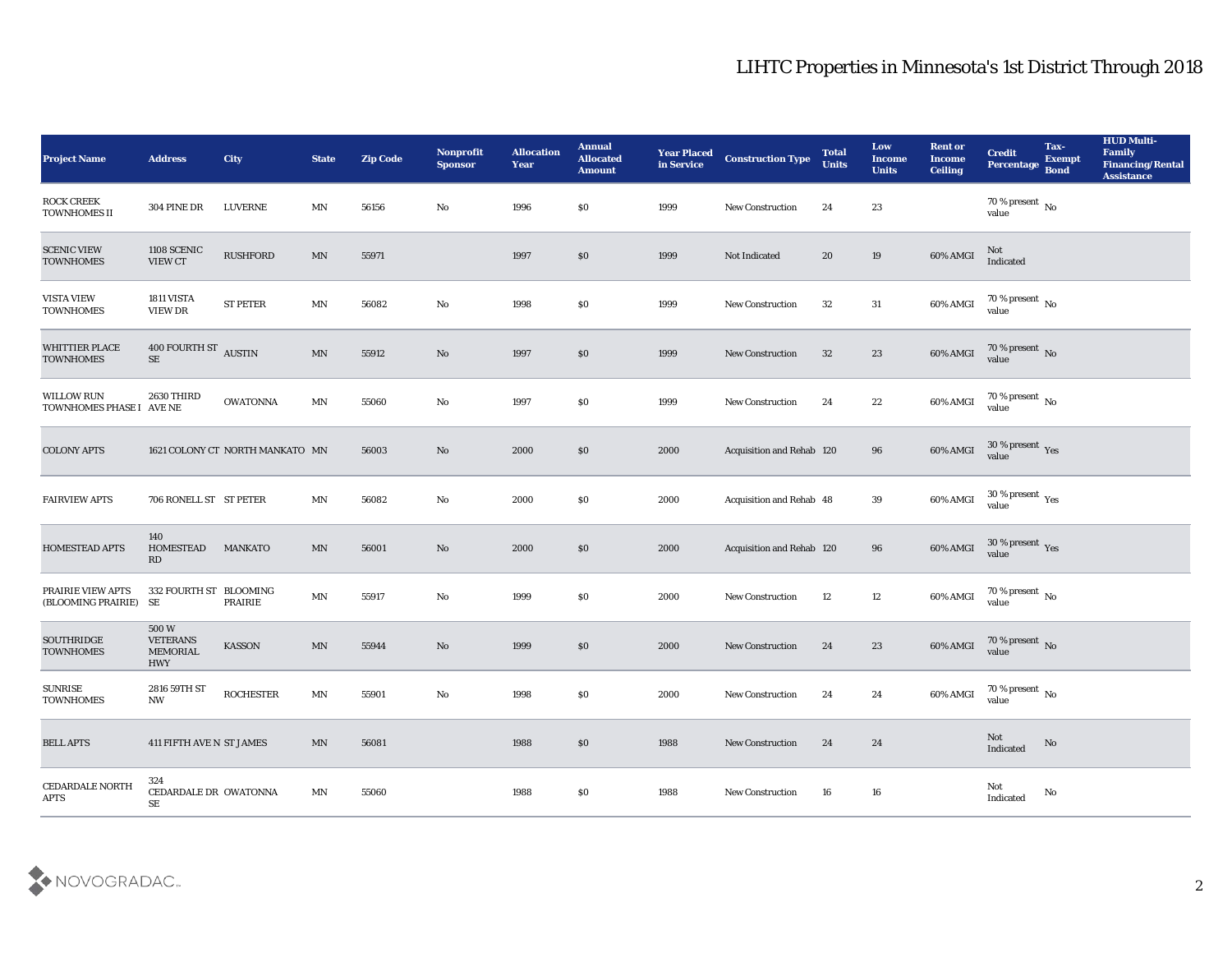## LIHTC Properties in Minnesota's 1st District Through 2018

| Project Name | Address | City | State | Zip Code | Nonprofit Sponsor | Allocation Year | Annual Allocated Amount | Year Placed in Service | Construction Type | Total Units | Low Income Units | Rent or Income Ceiling | Credit Percentage | Tax-Exempt Bond | HUD Multi-Family Financing/Rental Assistance |
|---|---|---|---|---|---|---|---|---|---|---|---|---|---|---|---|
| ROCK CREEK TOWNHOMES II | 304 PINE DR | LUVERNE | MN | 56156 | No | 1996 | $0 | 1999 | New Construction | 24 | 23 | | 70 % present value | No | |
| SCENIC VIEW TOWNHOMES | 1108 SCENIC VIEW CT | RUSHFORD | MN | 55971 | | 1997 | $0 | 1999 | Not Indicated | 20 | 19 | 60% AMGI | Not Indicated | | |
| VISTA VIEW TOWNHOMES | 1811 VISTA VIEW DR | ST PETER | MN | 56082 | No | 1998 | $0 | 1999 | New Construction | 32 | 31 | 60% AMGI | 70 % present value | No | |
| WHITTIER PLACE TOWNHOMES | 400 FOURTH ST SE | AUSTIN | MN | 55912 | No | 1997 | $0 | 1999 | New Construction | 32 | 23 | 60% AMGI | 70 % present value | No | |
| WILLOW RUN TOWNHOMES PHASE I | 2630 THIRD AVE NE | OWATONNA | MN | 55060 | No | 1997 | $0 | 1999 | New Construction | 24 | 22 | 60% AMGI | 70 % present value | No | |
| COLONY APTS | 1621 COLONY CT | NORTH MANKATO | MN | 56003 | No | 2000 | $0 | 2000 | Acquisition and Rehab | 120 | 96 | 60% AMGI | 30 % present value | Yes | |
| FAIRVIEW APTS | 706 RONELL ST | ST PETER | MN | 56082 | No | 2000 | $0 | 2000 | Acquisition and Rehab | 48 | 39 | 60% AMGI | 30 % present value | Yes | |
| HOMESTEAD APTS | 140 HOMESTEAD RD | MANKATO | MN | 56001 | No | 2000 | $0 | 2000 | Acquisition and Rehab | 120 | 96 | 60% AMGI | 30 % present value | Yes | |
| PRAIRIE VIEW APTS (BLOOMING PRAIRIE) | 332 FOURTH ST SE | BLOOMING PRAIRIE | MN | 55917 | No | 1999 | $0 | 2000 | New Construction | 12 | 12 | 60% AMGI | 70 % present value | No | |
| SOUTHRIDGE TOWNHOMES | 500 W VETERANS MEMORIAL HWY | KASSON | MN | 55944 | No | 1999 | $0 | 2000 | New Construction | 24 | 23 | 60% AMGI | 70 % present value | No | |
| SUNRISE TOWNHOMES | 2816 59TH ST NW | ROCHESTER | MN | 55901 | No | 1998 | $0 | 2000 | New Construction | 24 | 24 | 60% AMGI | 70 % present value | No | |
| BELL APTS | 411 FIFTH AVE N | ST JAMES | MN | 56081 | | 1988 | $0 | 1988 | New Construction | 24 | 24 | | Not Indicated | No | |
| CEDARDALE NORTH APTS | 324 CEDARDALE DR SE | OWATONNA | MN | 55060 | | 1988 | $0 | 1988 | New Construction | 16 | 16 | | Not Indicated | No | |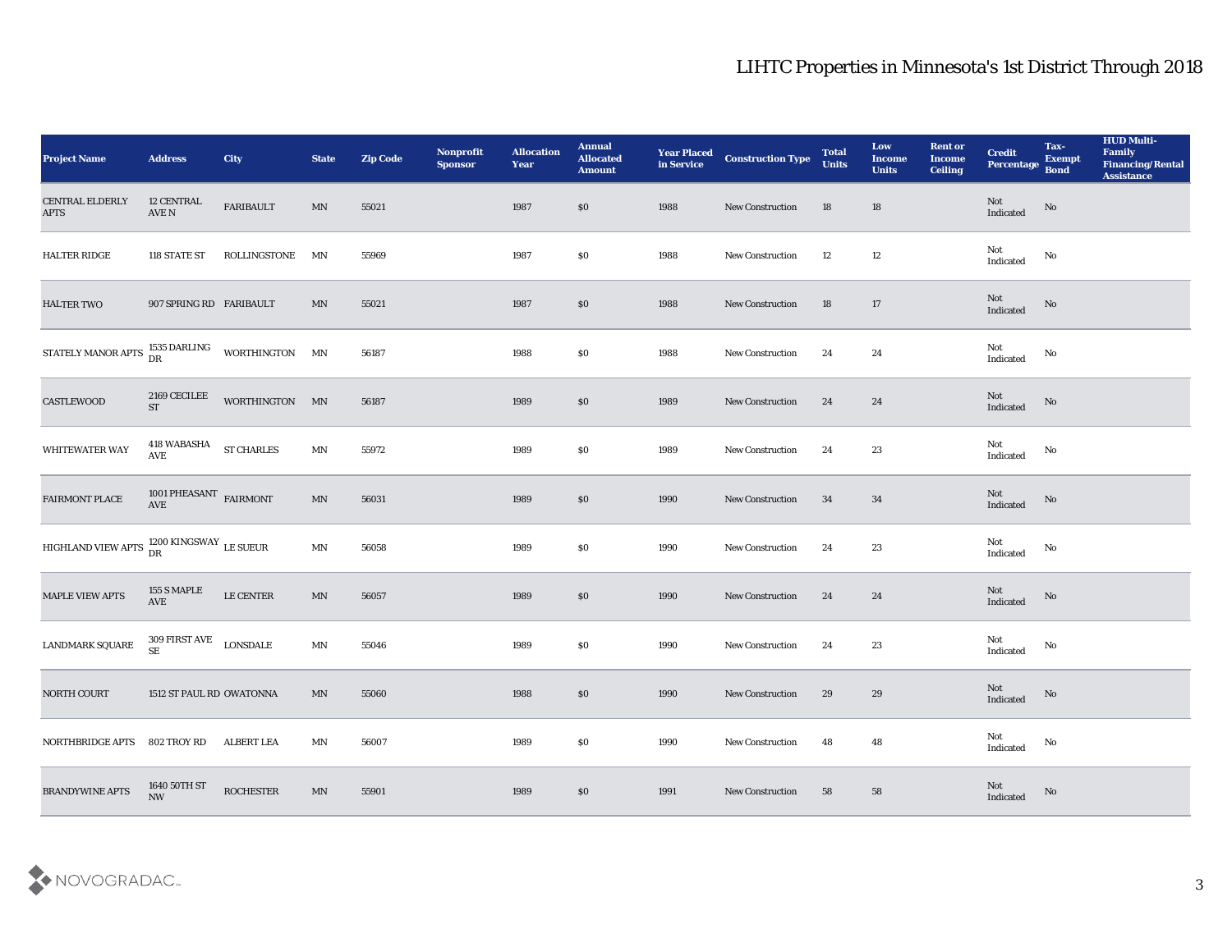# LIHTC Properties in Minnesota's 1st District Through 2018

| Project Name | Address | City | State | Zip Code | Nonprofit Sponsor | Allocation Year | Annual Allocated Amount | Year Placed in Service | Construction Type | Total Units | Low Income Units | Rent or Income Ceiling | Credit Percentage | Tax-Exempt Bond | HUD Multi-Family Financing/Rental Assistance |
|---|---|---|---|---|---|---|---|---|---|---|---|---|---|---|---|
| CENTRAL ELDERLY APTS | 12 CENTRAL AVE N | FARIBAULT | MN | 55021 | | 1987 | $0 | 1988 | New Construction | 18 | 18 | | Not Indicated | No | |
| HALTER RIDGE | 118 STATE ST | ROLLINGSTONE | MN | 55969 | | 1987 | $0 | 1988 | New Construction | 12 | 12 | | Not Indicated | No | |
| HALTER TWO | 907 SPRING RD | FARIBAULT | MN | 55021 | | 1987 | $0 | 1988 | New Construction | 18 | 17 | | Not Indicated | No | |
| STATELY MANOR APTS | 1535 DARLING DR | WORTHINGTON | MN | 56187 | | 1988 | $0 | 1988 | New Construction | 24 | 24 | | Not Indicated | No | |
| CASTLEWOOD | 2169 CECILEE ST | WORTHINGTON | MN | 56187 | | 1989 | $0 | 1989 | New Construction | 24 | 24 | | Not Indicated | No | |
| WHITEWATER WAY | 418 WABASHA AVE | ST CHARLES | MN | 55972 | | 1989 | $0 | 1989 | New Construction | 24 | 23 | | Not Indicated | No | |
| FAIRMONT PLACE | 1001 PHEASANT AVE | FAIRMONT | MN | 56031 | | 1989 | $0 | 1990 | New Construction | 34 | 34 | | Not Indicated | No | |
| HIGHLAND VIEW APTS | 1200 KINGSWAY DR | LE SUEUR | MN | 56058 | | 1989 | $0 | 1990 | New Construction | 24 | 23 | | Not Indicated | No | |
| MAPLE VIEW APTS | 155 S MAPLE AVE | LE CENTER | MN | 56057 | | 1989 | $0 | 1990 | New Construction | 24 | 24 | | Not Indicated | No | |
| LANDMARK SQUARE | 309 FIRST AVE SE | LONSDALE | MN | 55046 | | 1989 | $0 | 1990 | New Construction | 24 | 23 | | Not Indicated | No | |
| NORTH COURT | 1512 ST PAUL RD | OWATONNA | MN | 55060 | | 1988 | $0 | 1990 | New Construction | 29 | 29 | | Not Indicated | No | |
| NORTHBRIDGE APTS | 802 TROY RD | ALBERT LEA | MN | 56007 | | 1989 | $0 | 1990 | New Construction | 48 | 48 | | Not Indicated | No | |
| BRANDYWINE APTS | 1640 50TH ST NW | ROCHESTER | MN | 55901 | | 1989 | $0 | 1991 | New Construction | 58 | 58 | | Not Indicated | No | |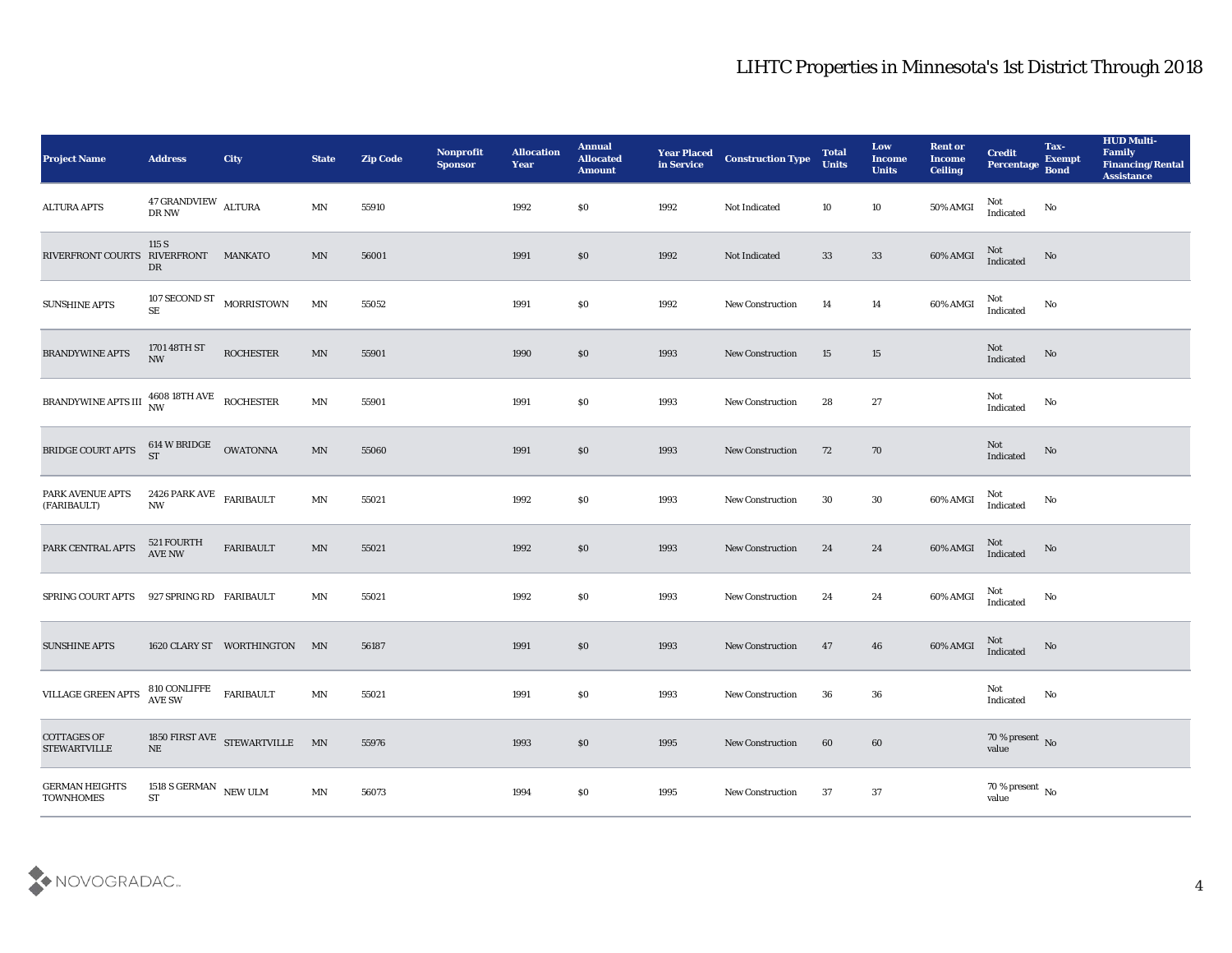# LIHTC Properties in Minnesota's 1st District Through 2018

| Project Name | Address | City | State | Zip Code | Nonprofit Sponsor | Allocation Year | Annual Allocated Amount | Year Placed in Service | Construction Type | Total Units | Low Income Units | Rent or Income Ceiling | Credit Percentage | Tax-Exempt Bond | HUD Multi-Family Financing/Rental Assistance |
|---|---|---|---|---|---|---|---|---|---|---|---|---|---|---|---|
| ALTURA APTS | 47 GRANDVIEW DR NW | ALTURA | MN | 55910 | | 1992 | $0 | 1992 | Not Indicated | 10 | 10 | 50% AMGI | Not Indicated | No | |
| RIVERFRONT COURTS | 115 S RIVERFRONT DR | MANKATO | MN | 56001 | | 1991 | $0 | 1992 | Not Indicated | 33 | 33 | 60% AMGI | Not Indicated | No | |
| SUNSHINE APTS | 107 SECOND ST SE | MORRISTOWN | MN | 55052 | | 1991 | $0 | 1992 | New Construction | 14 | 14 | 60% AMGI | Not Indicated | No | |
| BRANDYWINE APTS | 1701 48TH ST NW | ROCHESTER | MN | 55901 | | 1990 | $0 | 1993 | New Construction | 15 | 15 | | Not Indicated | No | |
| BRANDYWINE APTS III | 4608 18TH AVE NW | ROCHESTER | MN | 55901 | | 1991 | $0 | 1993 | New Construction | 28 | 27 | | Not Indicated | No | |
| BRIDGE COURT APTS | 614 W BRIDGE ST | OWATONNA | MN | 55060 | | 1991 | $0 | 1993 | New Construction | 72 | 70 | | Not Indicated | No | |
| PARK AVENUE APTS (FARIBAULT) | 2426 PARK AVE NW | FARIBAULT | MN | 55021 | | 1992 | $0 | 1993 | New Construction | 30 | 30 | 60% AMGI | Not Indicated | No | |
| PARK CENTRAL APTS | 521 FOURTH AVE NW | FARIBAULT | MN | 55021 | | 1992 | $0 | 1993 | New Construction | 24 | 24 | 60% AMGI | Not Indicated | No | |
| SPRING COURT APTS | 927 SPRING RD | FARIBAULT | MN | 55021 | | 1992 | $0 | 1993 | New Construction | 24 | 24 | 60% AMGI | Not Indicated | No | |
| SUNSHINE APTS | 1620 CLARY ST | WORTHINGTON | MN | 56187 | | 1991 | $0 | 1993 | New Construction | 47 | 46 | 60% AMGI | Not Indicated | No | |
| VILLAGE GREEN APTS | 810 CONLIFFE AVE SW | FARIBAULT | MN | 55021 | | 1991 | $0 | 1993 | New Construction | 36 | 36 | | Not Indicated | No | |
| COTTAGES OF STEWARTVILLE | 1850 FIRST AVE NE | STEWARTVILLE | MN | 55976 | | 1993 | $0 | 1995 | New Construction | 60 | 60 | | 70 % present value | No | |
| GERMAN HEIGHTS TOWNHOMES | 1518 S GERMAN ST | NEW ULM | MN | 56073 | | 1994 | $0 | 1995 | New Construction | 37 | 37 | | 70 % present value | No | |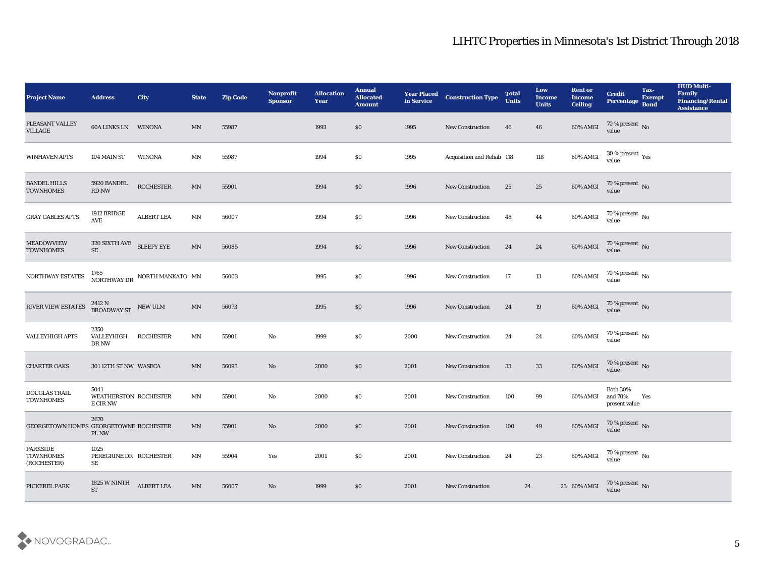# LIHTC Properties in Minnesota's 1st District Through 2018

| Project Name | Address | City | State | Zip Code | Nonprofit Sponsor | Allocation Year | Annual Allocated Amount | Year Placed in Service | Construction Type | Total Units | Low Income Units | Rent or Income Ceiling | Credit Percentage | Tax-Exempt Bond | HUD Multi-Family Financing/Rental Assistance |
|---|---|---|---|---|---|---|---|---|---|---|---|---|---|---|---|
| PLEASANT VALLEY VILLAGE | 60A LINKS LN | WINONA | MN | 55987 | | 1993 | $0 | 1995 | New Construction | 46 | 46 | 60% AMGI | 70 % present value | No | |
| WINHAVEN APTS | 104 MAIN ST | WINONA | MN | 55987 | | 1994 | $0 | 1995 | Acquisition and Rehab | 118 | 118 | 60% AMGI | 30 % present value | Yes | |
| BANDEL HILLS TOWNHOMES | 5920 BANDEL RD NW | ROCHESTER | MN | 55901 | | 1994 | $0 | 1996 | New Construction | 25 | 25 | 60% AMGI | 70 % present value | No | |
| GRAY GABLES APTS | 1912 BRIDGE AVE | ALBERT LEA | MN | 56007 | | 1994 | $0 | 1996 | New Construction | 48 | 44 | 60% AMGI | 70 % present value | No | |
| MEADOWVIEW TOWNHOMES | 320 SIXTH AVE SE | SLEEPY EYE | MN | 56085 | | 1994 | $0 | 1996 | New Construction | 24 | 24 | 60% AMGI | 70 % present value | No | |
| NORTHWAY ESTATES | 1765 NORTHWAY DR | NORTH MANKATO | MN | 56003 | | 1995 | $0 | 1996 | New Construction | 17 | 13 | 60% AMGI | 70 % present value | No | |
| RIVER VIEW ESTATES | 2412 N BROADWAY ST | NEW ULM | MN | 56073 | | 1995 | $0 | 1996 | New Construction | 24 | 19 | 60% AMGI | 70 % present value | No | |
| VALLEYHIGH APTS | 2350 VALLEYHIGH DR NW | ROCHESTER | MN | 55901 | No | 1999 | $0 | 2000 | New Construction | 24 | 24 | 60% AMGI | 70 % present value | No | |
| CHARTER OAKS | 301 12TH ST NW | WASECA | MN | 56093 | No | 2000 | $0 | 2001 | New Construction | 33 | 33 | 60% AMGI | 70 % present value | No | |
| DOUGLAS TRAIL TOWNHOMES | 5041 WEATHERSTONE CIR NW | ROCHESTER | MN | 55901 | No | 2000 | $0 | 2001 | New Construction | 100 | 99 | 60% AMGI | Both 30% and 70% present value | Yes | |
| GEORGETOWN HOMES | 2670 GEORGETOWNE PL NW | ROCHESTER | MN | 55901 | No | 2000 | $0 | 2001 | New Construction | 100 | 49 | 60% AMGI | 70 % present value | No | |
| PARKSIDE TOWNHOMES (ROCHESTER) | 1025 PEREGRINE DR SE | ROCHESTER | MN | 55904 | Yes | 2001 | $0 | 2001 | New Construction | 24 | 23 | 60% AMGI | 70 % present value | No | |
| PICKEREL PARK | 1825 W NINTH ST | ALBERT LEA | MN | 56007 | No | 1999 | $0 | 2001 | New Construction | 24 | 23 | 60% AMGI | 70 % present value | No | |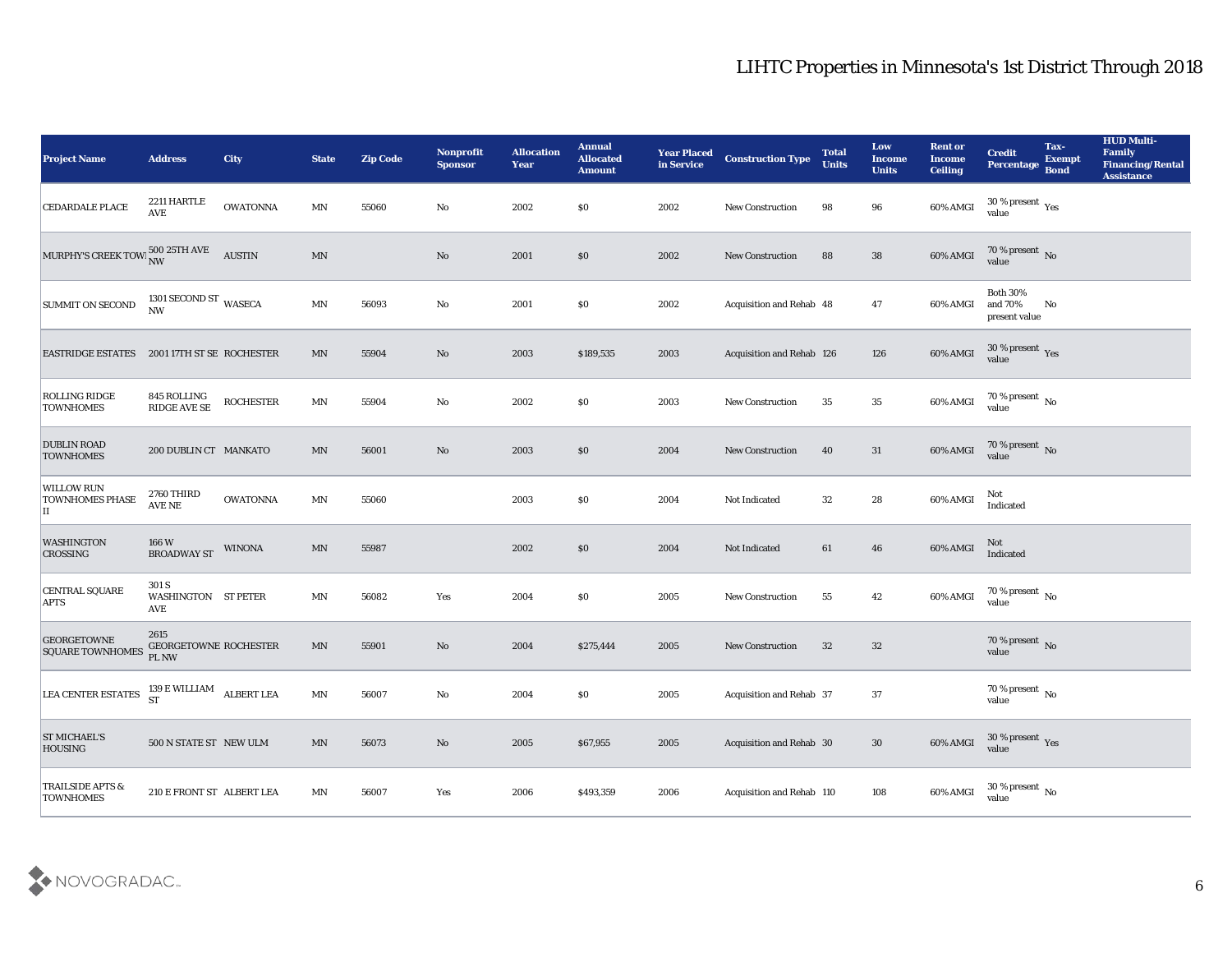# LIHTC Properties in Minnesota's 1st District Through 2018

| Project Name | Address | City | State | Zip Code | Nonprofit Sponsor | Allocation Year | Annual Allocated Amount | Year Placed in Service | Construction Type | Total Units | Low Income Units | Rent or Income Ceiling | Credit Percentage | Tax-Exempt Bond | HUD Multi-Family Financing/Rental Assistance |
|---|---|---|---|---|---|---|---|---|---|---|---|---|---|---|---|
| CEDARDALE PLACE | 2211 HARTLE AVE | OWATONNA | MN | 55060 | No | 2002 | $0 | 2002 | New Construction | 98 | 96 | 60% AMGI | 30 % present value | Yes | |
| MURPHY'S CREEK TOWN | 500 25TH AVE NW | AUSTIN | MN | | No | 2001 | $0 | 2002 | New Construction | 88 | 38 | 60% AMGI | 70 % present value | No | |
| SUMMIT ON SECOND | 1301 SECOND ST NW | WASECA | MN | 56093 | No | 2001 | $0 | 2002 | Acquisition and Rehab | 48 | 47 | 60% AMGI | Both 30% and 70% present value | No | |
| EASTRIDGE ESTATES | 2001 17TH ST SE | ROCHESTER | MN | 55904 | No | 2003 | $189,535 | 2003 | Acquisition and Rehab | 126 | 126 | 60% AMGI | 30 % present value | Yes | |
| ROLLING RIDGE TOWNHOMES | 845 ROLLING RIDGE AVE SE | ROCHESTER | MN | 55904 | No | 2002 | $0 | 2003 | New Construction | 35 | 35 | 60% AMGI | 70 % present value | No | |
| DUBLIN ROAD TOWNHOMES | 200 DUBLIN CT | MANKATO | MN | 56001 | No | 2003 | $0 | 2004 | New Construction | 40 | 31 | 60% AMGI | 70 % present value | No | |
| WILLOW RUN TOWNHOMES PHASE II | 2760 THIRD AVE NE | OWATONNA | MN | 55060 | | 2003 | $0 | 2004 | Not Indicated | 32 | 28 | 60% AMGI | Not Indicated | | |
| WASHINGTON CROSSING | 166 W BROADWAY ST | WINONA | MN | 55987 | | 2002 | $0 | 2004 | Not Indicated | 61 | 46 | 60% AMGI | Not Indicated | | |
| CENTRAL SQUARE APTS | 301 S WASHINGTON AVE | ST PETER | MN | 56082 | Yes | 2004 | $0 | 2005 | New Construction | 55 | 42 | 60% AMGI | 70 % present value | No | |
| GEORGETOWNE SQUARE TOWNHOMES | 2615 GEORGETOWNE PL NW | ROCHESTER | MN | 55901 | No | 2004 | $275,444 | 2005 | New Construction | 32 | 32 | | 70 % present value | No | |
| LEA CENTER ESTATES | 139 E WILLIAM ST | ALBERT LEA | MN | 56007 | No | 2004 | $0 | 2005 | Acquisition and Rehab | 37 | 37 | | 70 % present value | No | |
| ST MICHAEL'S HOUSING | 500 N STATE ST | NEW ULM | MN | 56073 | No | 2005 | $67,955 | 2005 | Acquisition and Rehab | 30 | 30 | 60% AMGI | 30 % present value | Yes | |
| TRAILSIDE APTS & TOWNHOMES | 210 E FRONT ST | ALBERT LEA | MN | 56007 | Yes | 2006 | $493,359 | 2006 | Acquisition and Rehab | 110 | 108 | 60% AMGI | 30 % present value | No | |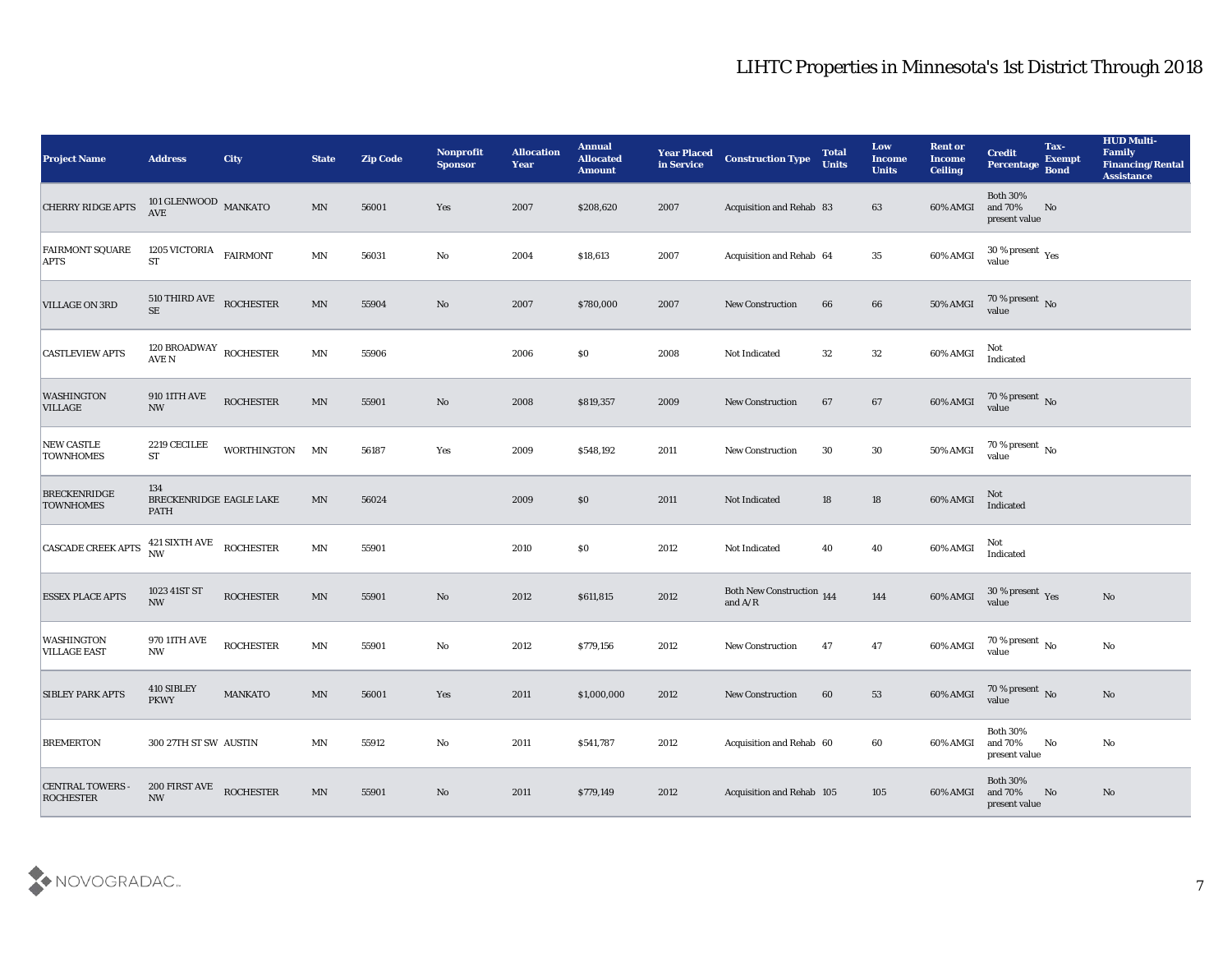# LIHTC Properties in Minnesota's 1st District Through 2018

| Project Name | Address | City | State | Zip Code | Nonprofit Sponsor | Allocation Year | Annual Allocated Amount | Year Placed in Service | Construction Type | Total Units | Low Income Units | Rent or Income Ceiling | Credit Percentage | Tax-Exempt Bond | HUD Multi-Family Financing/Rental Assistance |
|---|---|---|---|---|---|---|---|---|---|---|---|---|---|---|---|
| CHERRY RIDGE APTS | 101 GLENWOOD AVE | MANKATO | MN | 56001 | Yes | 2007 | $208,620 | 2007 | Acquisition and Rehab | 83 | 63 | 60% AMGI | Both 30% and 70% present value | No | |
| FAIRMONT SQUARE APTS | 1205 VICTORIA ST | FAIRMONT | MN | 56031 | No | 2004 | $18,613 | 2007 | Acquisition and Rehab | 64 | 35 | 60% AMGI | 30 % present value | Yes | |
| VILLAGE ON 3RD | 510 THIRD AVE SE | ROCHESTER | MN | 55904 | No | 2007 | $780,000 | 2007 | New Construction | 66 | 66 | 50% AMGI | 70 % present value | No | |
| CASTLEVIEW APTS | 120 BROADWAY AVE N | ROCHESTER | MN | 55906 | | 2006 | $0 | 2008 | Not Indicated | 32 | 32 | 60% AMGI | Not Indicated | | |
| WASHINGTON VILLAGE | 910 11TH AVE NW | ROCHESTER | MN | 55901 | No | 2008 | $819,357 | 2009 | New Construction | 67 | 67 | 60% AMGI | 70 % present value | No | |
| NEW CASTLE TOWNHOMES | 2219 CECILEE ST | WORTHINGTON | MN | 56187 | Yes | 2009 | $548,192 | 2011 | New Construction | 30 | 30 | 50% AMGI | 70 % present value | No | |
| BRECKENRIDGE TOWNHOMES | 134 BRECKENRIDGE PATH | EAGLE LAKE | MN | 56024 | | 2009 | $0 | 2011 | Not Indicated | 18 | 18 | 60% AMGI | Not Indicated | | |
| CASCADE CREEK APTS | 421 SIXTH AVE NW | ROCHESTER | MN | 55901 | | 2010 | $0 | 2012 | Not Indicated | 40 | 40 | 60% AMGI | Not Indicated | | |
| ESSEX PLACE APTS | 1023 41ST ST NW | ROCHESTER | MN | 55901 | No | 2012 | $611,815 | 2012 | Both New Construction and A/R | 144 | 144 | 60% AMGI | 30 % present value | Yes | No |
| WASHINGTON VILLAGE EAST | 970 11TH AVE NW | ROCHESTER | MN | 55901 | No | 2012 | $779,156 | 2012 | New Construction | 47 | 47 | 60% AMGI | 70 % present value | No | No |
| SIBLEY PARK APTS | 410 SIBLEY PKWY | MANKATO | MN | 56001 | Yes | 2011 | $1,000,000 | 2012 | New Construction | 60 | 53 | 60% AMGI | 70 % present value | No | No |
| BREMERTON | 300 27TH ST SW | AUSTIN | MN | 55912 | No | 2011 | $541,787 | 2012 | Acquisition and Rehab | 60 | 60 | 60% AMGI | Both 30% and 70% present value | No | No |
| CENTRAL TOWERS - ROCHESTER | 200 FIRST AVE NW | ROCHESTER | MN | 55901 | No | 2011 | $779,149 | 2012 | Acquisition and Rehab | 105 | 105 | 60% AMGI | Both 30% and 70% present value | No | No |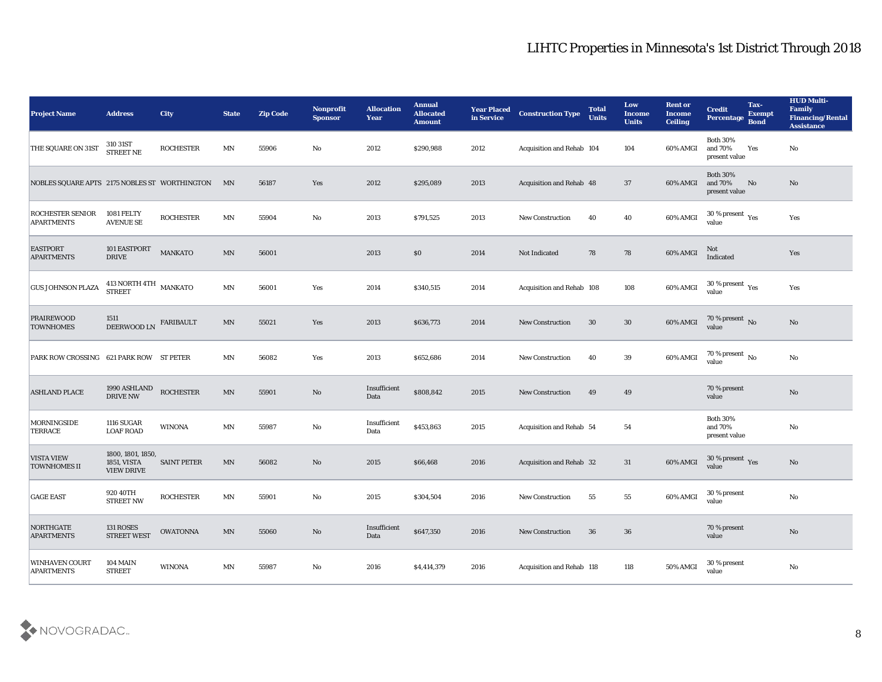# LIHTC Properties in Minnesota's 1st District Through 2018

| Project Name | Address | City | State | Zip Code | Nonprofit Sponsor | Allocation Year | Annual Allocated Amount | Year Placed in Service | Construction Type | Total Units | Low Income Units | Rent or Income Ceiling | Credit Percentage | Tax-Exempt Bond | HUD Multi-Family Financing/Rental Assistance |
|---|---|---|---|---|---|---|---|---|---|---|---|---|---|---|---|
| THE SQUARE ON 31ST | 310 31ST STREET NE | ROCHESTER | MN | 55906 | No | 2012 | $290,988 | 2012 | Acquisition and Rehab | 104 | 104 | 60% AMGI | Both 30% and 70% present value | Yes | No |
| NOBLES SQUARE APTS | 2175 NOBLES ST | WORTHINGTON | MN | 56187 | Yes | 2012 | $295,089 | 2013 | Acquisition and Rehab | 48 | 37 | 60% AMGI | Both 30% and 70% present value | No | No |
| ROCHESTER SENIOR APARTMENTS | 1081 FELTY AVENUE SE | ROCHESTER | MN | 55904 | No | 2013 | $791,525 | 2013 | New Construction | 40 | 40 | 60% AMGI | 30 % present value | Yes | Yes |
| EASTPORT APARTMENTS | 101 EASTPORT DRIVE | MANKATO | MN | 56001 | | 2013 | $0 | 2014 | Not Indicated | 78 | 78 | 60% AMGI | Not Indicated | | Yes |
| GUS JOHNSON PLAZA | 413 NORTH 4TH STREET | MANKATO | MN | 56001 | Yes | 2014 | $340,515 | 2014 | Acquisition and Rehab | 108 | 108 | 60% AMGI | 30 % present value | Yes | Yes |
| PRAIREWOOD TOWNHOMES | 1511 DEERWOOD LN | FARIBAULT | MN | 55021 | Yes | 2013 | $636,773 | 2014 | New Construction | 30 | 30 | 60% AMGI | 70 % present value | No | No |
| PARK ROW CROSSING | 621 PARK ROW | ST PETER | MN | 56082 | Yes | 2013 | $652,686 | 2014 | New Construction | 40 | 39 | 60% AMGI | 70 % present value | No | No |
| ASHLAND PLACE | 1990 ASHLAND DRIVE NW | ROCHESTER | MN | 55901 | No | Insufficient Data | $808,842 | 2015 | New Construction | 49 | 49 | | 70 % present value | | No |
| MORNINGSIDE TERRACE | 1116 SUGAR LOAF ROAD | WINONA | MN | 55987 | No | Insufficient Data | $453,863 | 2015 | Acquisition and Rehab | 54 | 54 | | Both 30% and 70% present value | | No |
| VISTA VIEW TOWNHOMES II | 1800, 1801, 1850, 1851, VISTA VIEW DRIVE | SAINT PETER | MN | 56082 | No | 2015 | $66,468 | 2016 | Acquisition and Rehab | 32 | 31 | 60% AMGI | 30 % present value | Yes | No |
| GAGE EAST | 920 40TH STREET NW | ROCHESTER | MN | 55901 | No | 2015 | $304,504 | 2016 | New Construction | 55 | 55 | 60% AMGI | 30 % present value | | No |
| NORTHGATE APARTMENTS | 131 ROSES STREET WEST | OWATONNA | MN | 55060 | No | Insufficient Data | $647,350 | 2016 | New Construction | 36 | 36 | | 70 % present value | | No |
| WINHAVEN COURT APARTMENTS | 104 MAIN STREET | WINONA | MN | 55987 | No | 2016 | $4,414,379 | 2016 | Acquisition and Rehab | 118 | 118 | 50% AMGI | 30 % present value | | No |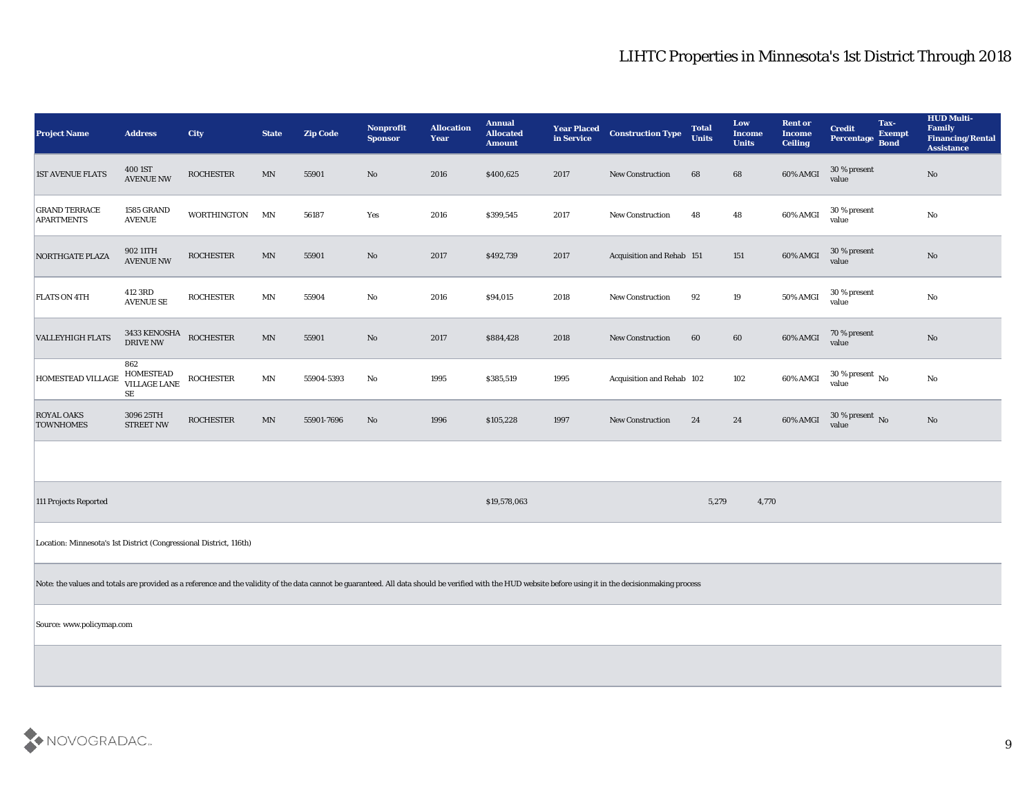# LIHTC Properties in Minnesota's 1st District Through 2018

| Project Name | Address | City | State | Zip Code | Nonprofit Sponsor | Allocation Year | Annual Allocated Amount | Year Placed in Service | Construction Type | Total Units | Low Income Units | Rent or Income Ceiling | Credit Percentage | Tax-Exempt Bond | HUD Multi-Family Financing/Rental Assistance |
|---|---|---|---|---|---|---|---|---|---|---|---|---|---|---|---|
| 1ST AVENUE FLATS | 400 1ST AVENUE NW | ROCHESTER | MN | 55901 | No | 2016 | $400,625 | 2017 | New Construction | 68 | 68 | 60% AMGI | 30 % present value | | No |
| GRAND TERRACE APARTMENTS | 1585 GRAND AVENUE | WORTHINGTON | MN | 56187 | Yes | 2016 | $399,545 | 2017 | New Construction | 48 | 48 | 60% AMGI | 30 % present value | | No |
| NORTHGATE PLAZA | 902 11TH AVENUE NW | ROCHESTER | MN | 55901 | No | 2017 | $492,739 | 2017 | Acquisition and Rehab | 151 | 151 | 60% AMGI | 30 % present value | | No |
| FLATS ON 4TH | 412 3RD AVENUE SE | ROCHESTER | MN | 55904 | No | 2016 | $94,015 | 2018 | New Construction | 92 | 19 | 50% AMGI | 30 % present value | | No |
| VALLEYHIGH FLATS | 3433 KENOSHA DRIVE NW | ROCHESTER | MN | 55901 | No | 2017 | $884,428 | 2018 | New Construction | 60 | 60 | 60% AMGI | 70 % present value | | No |
| HOMESTEAD VILLAGE | 862 HOMESTEAD VILLAGE LANE SE | ROCHESTER | MN | 55904-5393 | No | 1995 | $385,519 | 1995 | Acquisition and Rehab | 102 | 102 | 60% AMGI | 30 % present value | No | No |
| ROYAL OAKS TOWNHOMES | 3096 25TH STREET NW | ROCHESTER | MN | 55901-7696 | No | 1996 | $105,228 | 1997 | New Construction | 24 | 24 | 60% AMGI | 30 % present value | No | No |
| | | | | | | | | | | | | | | | |
| 111 Projects Reported | | | | | | | $19,578,063 | | | 5,279 | 4,770 | | | | |

Location: Minnesota's 1st District (Congressional District, 116th)

Note: the values and totals are provided as a reference and the validity of the data cannot be guaranteed. All data should be verified with the HUD website before using it in the decisionmaking process

Source: www.policymap.com